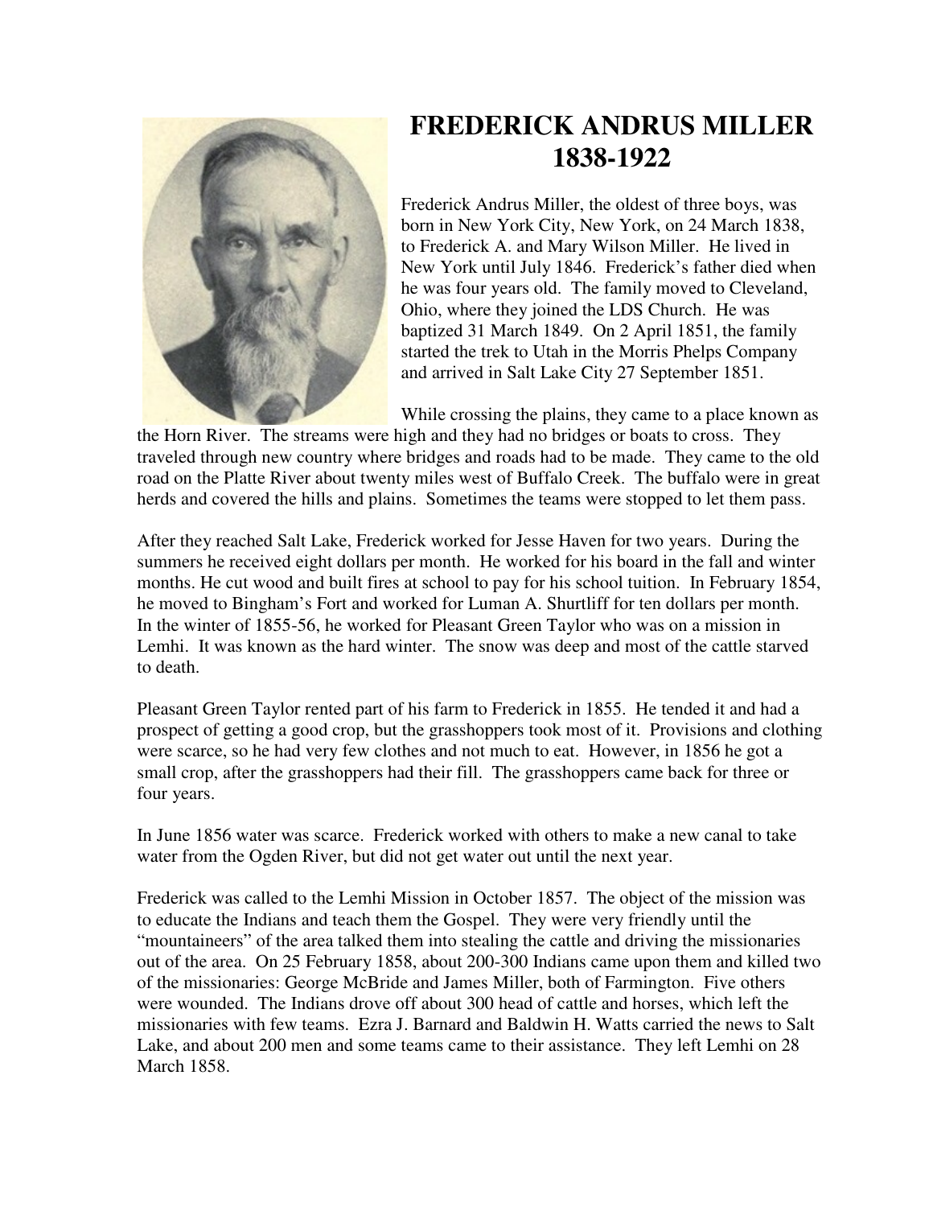# FREDERICK ANDRUS MILLER
# 1838-1922

Frederick Andrus Miller, the oldest of three boys, was born in New York City, New York, on 24 March 1838, to Frederick A. and Mary Wilson Miller. He lived in New York until July 1846. Frederick's father died when he was four years old. The family moved to Cleveland, Ohio, where they joined the LDS Church. He was baptized 31 March 1849. On 2 April 1851, the family started the trek to Utah in the Morris Phelps Company and arrived in Salt Lake City 27 September 1851.

While crossing the plains, they came to a place known as the Horn River. The streams were high and they had no bridges or boats to cross. They traveled through new country where bridges and roads had to be made. They came to the old road on the Platte River about twenty miles west of Buffalo Creek. The buffalo were in great herds and covered the hills and plains. Sometimes the teams were stopped to let them pass.

After they reached Salt Lake, Frederick worked for Jesse Haven for two years. During the summers he received eight dollars per month. He worked for his board in the fall and winter months. He cut wood and built fires at school to pay for his school tuition. In February 1854, he moved to Bingham's Fort and worked for Luman A. Shurtliff for ten dollars per month. In the winter of 1855-56, he worked for Pleasant Green Taylor who was on a mission in Lemhi. It was known as the hard winter. The snow was deep and most of the cattle starved to death.

Pleasant Green Taylor rented part of his farm to Frederick in 1855. He tended it and had a prospect of getting a good crop, but the grasshoppers took most of it. Provisions and clothing were scarce, so he had very few clothes and not much to eat. However, in 1856 he got a small crop, after the grasshoppers had their fill. The grasshoppers came back for three or four years.

In June 1856 water was scarce. Frederick worked with others to make a new canal to take water from the Ogden River, but did not get water out until the next year.

Frederick was called to the Lemhi Mission in October 1857. The object of the mission was to educate the Indians and teach them the Gospel. They were very friendly until the "mountaineers" of the area talked them into stealing the cattle and driving the missionaries out of the area. On 25 February 1858, about 200-300 Indians came upon them and killed two of the missionaries: George McBride and James Miller, both of Farmington. Five others were wounded. The Indians drove off about 300 head of cattle and horses, which left the missionaries with few teams. Ezra J. Barnard and Baldwin H. Watts carried the news to Salt Lake, and about 200 men and some teams came to their assistance. They left Lemhi on 28 March 1858.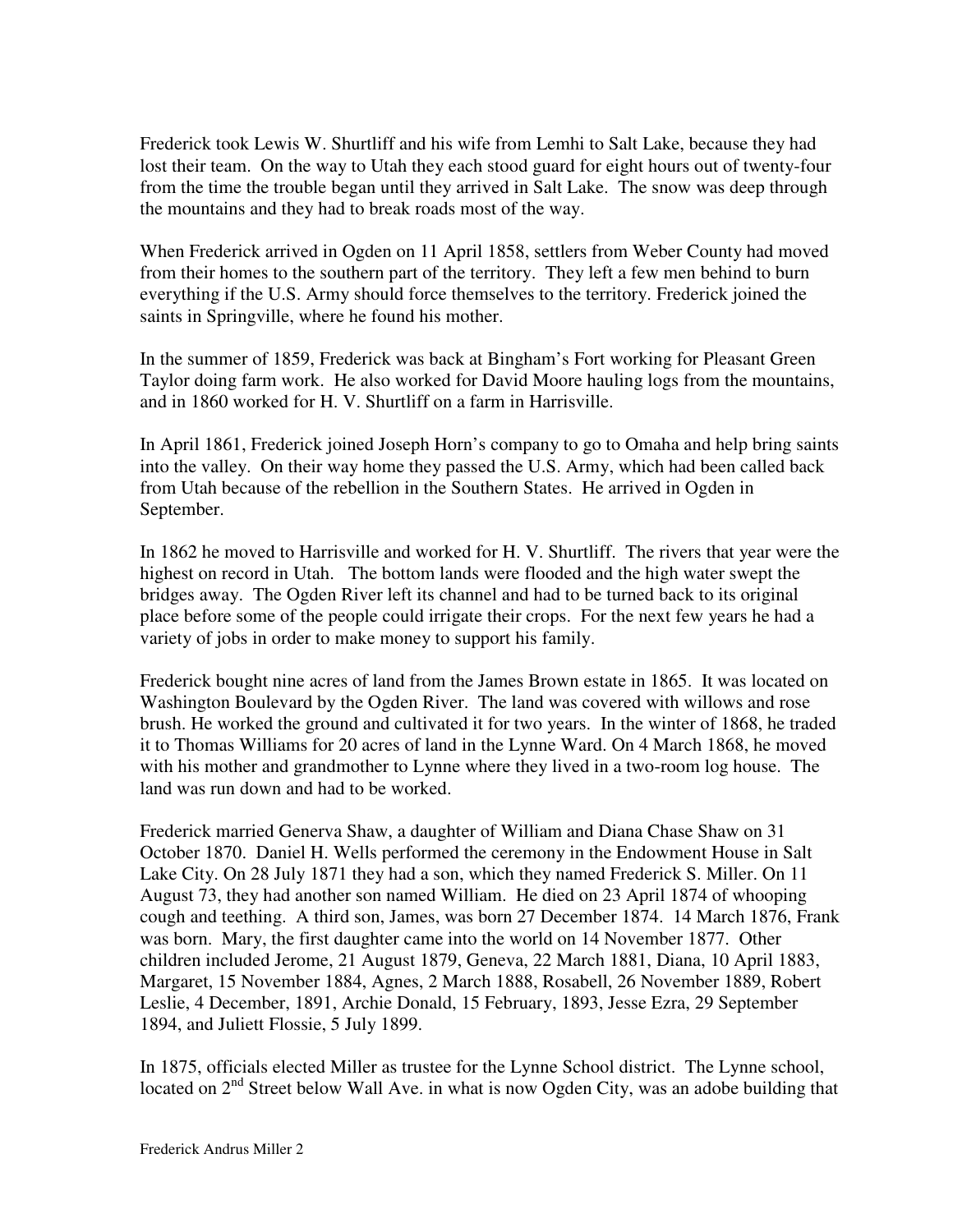Frederick took Lewis W. Shurtliff and his wife from Lemhi to Salt Lake, because they had lost their team. On the way to Utah they each stood guard for eight hours out of twenty-four from the time the trouble began until they arrived in Salt Lake. The snow was deep through the mountains and they had to break roads most of the way.

When Frederick arrived in Ogden on 11 April 1858, settlers from Weber County had moved from their homes to the southern part of the territory. They left a few men behind to burn everything if the U.S. Army should force themselves to the territory. Frederick joined the saints in Springville, where he found his mother.

In the summer of 1859, Frederick was back at Bingham's Fort working for Pleasant Green Taylor doing farm work. He also worked for David Moore hauling logs from the mountains, and in 1860 worked for H. V. Shurtliff on a farm in Harrisville.

In April 1861, Frederick joined Joseph Horn's company to go to Omaha and help bring saints into the valley. On their way home they passed the U.S. Army, which had been called back from Utah because of the rebellion in the Southern States. He arrived in Ogden in September.

In 1862 he moved to Harrisville and worked for H. V. Shurtliff. The rivers that year were the highest on record in Utah. The bottom lands were flooded and the high water swept the bridges away. The Ogden River left its channel and had to be turned back to its original place before some of the people could irrigate their crops. For the next few years he had a variety of jobs in order to make money to support his family.

Frederick bought nine acres of land from the James Brown estate in 1865. It was located on Washington Boulevard by the Ogden River. The land was covered with willows and rose brush. He worked the ground and cultivated it for two years. In the winter of 1868, he traded it to Thomas Williams for 20 acres of land in the Lynne Ward. On 4 March 1868, he moved with his mother and grandmother to Lynne where they lived in a two-room log house. The land was run down and had to be worked.

Frederick married Generva Shaw, a daughter of William and Diana Chase Shaw on 31 October 1870. Daniel H. Wells performed the ceremony in the Endowment House in Salt Lake City. On 28 July 1871 they had a son, which they named Frederick S. Miller. On 11 August 73, they had another son named William. He died on 23 April 1874 of whooping cough and teething. A third son, James, was born 27 December 1874. 14 March 1876, Frank was born. Mary, the first daughter came into the world on 14 November 1877. Other children included Jerome, 21 August 1879, Geneva, 22 March 1881, Diana, 10 April 1883, Margaret, 15 November 1884, Agnes, 2 March 1888, Rosabell, 26 November 1889, Robert Leslie, 4 December, 1891, Archie Donald, 15 February, 1893, Jesse Ezra, 29 September 1894, and Juliett Flossie, 5 July 1899.

In 1875, officials elected Miller as trustee for the Lynne School district. The Lynne school, located on 2nd Street below Wall Ave. in what is now Ogden City, was an adobe building that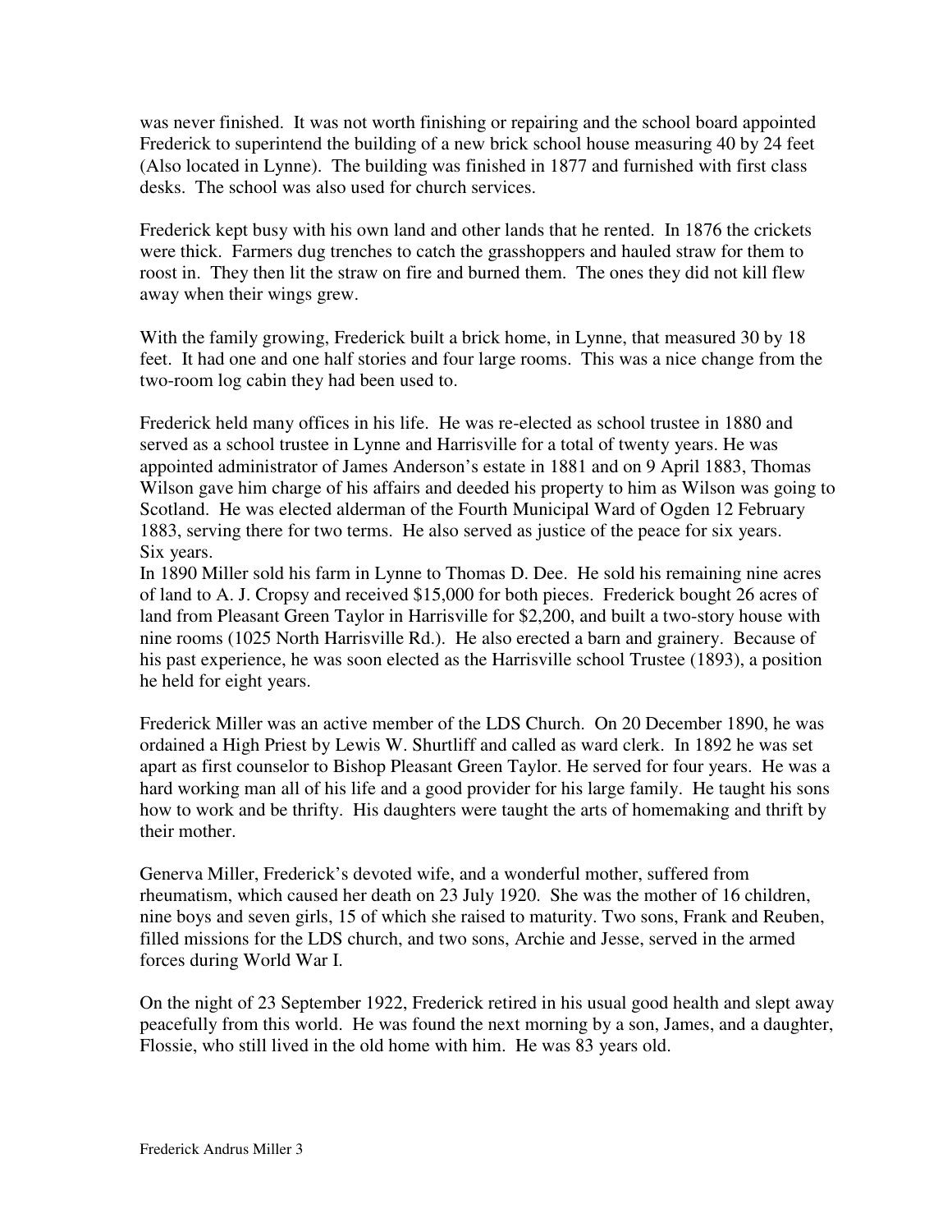was never finished. It was not worth finishing or repairing and the school board appointed Frederick to superintend the building of a new brick school house measuring 40 by 24 feet (Also located in Lynne). The building was finished in 1877 and furnished with first class desks. The school was also used for church services.

Frederick kept busy with his own land and other lands that he rented. In 1876 the crickets were thick. Farmers dug trenches to catch the grasshoppers and hauled straw for them to roost in. They then lit the straw on fire and burned them. The ones they did not kill flew away when their wings grew.

With the family growing, Frederick built a brick home, in Lynne, that measured 30 by 18 feet. It had one and one half stories and four large rooms. This was a nice change from the two-room log cabin they had been used to.

Frederick held many offices in his life. He was re-elected as school trustee in 1880 and served as a school trustee in Lynne and Harrisville for a total of twenty years. He was appointed administrator of James Anderson's estate in 1881 and on 9 April 1883, Thomas Wilson gave him charge of his affairs and deeded his property to him as Wilson was going to Scotland. He was elected alderman of the Fourth Municipal Ward of Ogden 12 February 1883, serving there for two terms. He also served as justice of the peace for six years. Six years.

In 1890 Miller sold his farm in Lynne to Thomas D. Dee. He sold his remaining nine acres of land to A. J. Cropsy and received $15,000 for both pieces. Frederick bought 26 acres of land from Pleasant Green Taylor in Harrisville for $2,200, and built a two-story house with nine rooms (1025 North Harrisville Rd.). He also erected a barn and grainery. Because of his past experience, he was soon elected as the Harrisville school Trustee (1893), a position he held for eight years.

Frederick Miller was an active member of the LDS Church. On 20 December 1890, he was ordained a High Priest by Lewis W. Shurtliff and called as ward clerk. In 1892 he was set apart as first counselor to Bishop Pleasant Green Taylor. He served for four years. He was a hard working man all of his life and a good provider for his large family. He taught his sons how to work and be thrifty. His daughters were taught the arts of homemaking and thrift by their mother.

Generva Miller, Frederick's devoted wife, and a wonderful mother, suffered from rheumatism, which caused her death on 23 July 1920. She was the mother of 16 children, nine boys and seven girls, 15 of which she raised to maturity. Two sons, Frank and Reuben, filled missions for the LDS church, and two sons, Archie and Jesse, served in the armed forces during World War I.

On the night of 23 September 1922, Frederick retired in his usual good health and slept away peacefully from this world. He was found the next morning by a son, James, and a daughter, Flossie, who still lived in the old home with him. He was 83 years old.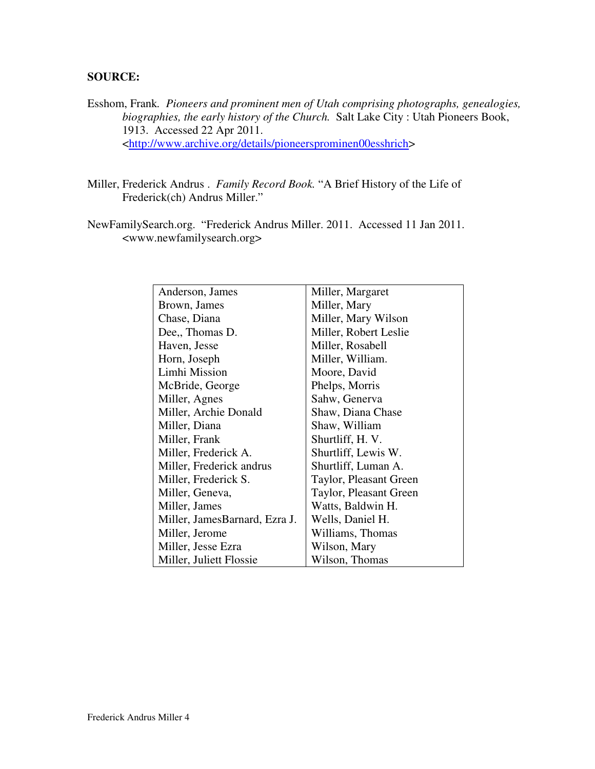**SOURCE:**

Esshom, Frank. *Pioneers and prominent men of Utah comprising photographs, genealogies, biographies, the early history of the Church.* Salt Lake City : Utah Pioneers Book, 1913. Accessed 22 Apr 2011. <http://www.archive.org/details/pioneersprominen00esshrich>

Miller, Frederick Andrus . *Family Record Book.* "A Brief History of the Life of Frederick(ch) Andrus Miller."

NewFamilySearch.org. "Frederick Andrus Miller. 2011. Accessed 11 Jan 2011. <www.newfamilysearch.org>

| | |
|---|---|
| Anderson, James | Miller, Margaret |
| Brown, James | Miller, Mary |
| Chase, Diana | Miller, Mary Wilson |
| Dee,, Thomas D. | Miller, Robert Leslie |
| Haven, Jesse | Miller, Rosabell |
| Horn, Joseph | Miller, William. |
| Limhi Mission | Moore, David |
| McBride, George | Phelps, Morris |
| Miller, Agnes | Sahw, Generva |
| Miller, Archie Donald | Shaw, Diana Chase |
| Miller, Diana | Shaw, William |
| Miller, Frank | Shurtliff, H. V. |
| Miller, Frederick A. | Shurtliff, Lewis W. |
| Miller, Frederick andrus | Shurtliff, Luman A. |
| Miller, Frederick S. | Taylor, Pleasant Green |
| Miller, Geneva, | Taylor, Pleasant Green |
| Miller, James | Watts, Baldwin H. |
| Miller, JamesBarnard, Ezra J. | Wells, Daniel H. |
| Miller, Jerome | Williams, Thomas |
| Miller, Jesse Ezra | Wilson, Mary |
| Miller, Juliett Flossie | Wilson, Thomas |